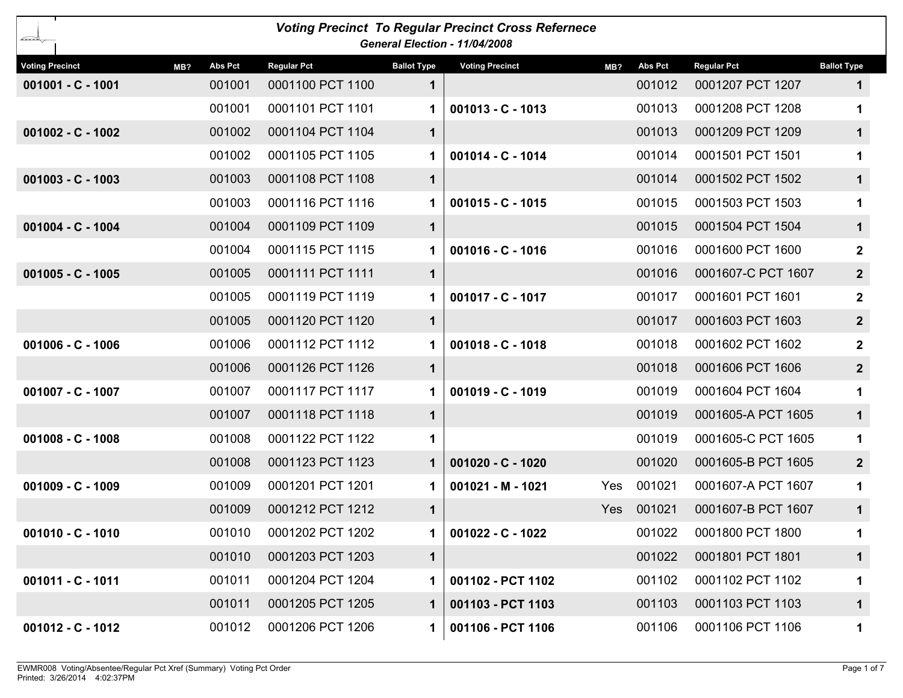## Voting Precinct To Regular Precinct Cross Refernece

### General Election - 11/04/2008

| Voting Precinct | MB? | Abs Pct | Regular Pct | Ballot Type |
|---|---|---|---|---|
| **001001 - C - 1001** | | 001001 | 0001100 PCT 1100 | 1 |
| | | 001001 | 0001101 PCT 1101 | 1 |
| **001002 - C - 1002** | | 001002 | 0001104 PCT 1104 | 1 |
| | | 001002 | 0001105 PCT 1105 | 1 |
| **001003 - C - 1003** | | 001003 | 0001108 PCT 1108 | 1 |
| | | 001003 | 0001116 PCT 1116 | 1 |
| **001004 - C - 1004** | | 001004 | 0001109 PCT 1109 | 1 |
| | | 001004 | 0001115 PCT 1115 | 1 |
| **001005 - C - 1005** | | 001005 | 0001111 PCT 1111 | 1 |
| | | 001005 | 0001119 PCT 1119 | 1 |
| | | 001005 | 0001120 PCT 1120 | 1 |
| **001006 - C - 1006** | | 001006 | 0001112 PCT 1112 | 1 |
| | | 001006 | 0001126 PCT 1126 | 1 |
| **001007 - C - 1007** | | 001007 | 0001117 PCT 1117 | 1 |
| | | 001007 | 0001118 PCT 1118 | 1 |
| **001008 - C - 1008** | | 001008 | 0001122 PCT 1122 | 1 |
| | | 001008 | 0001123 PCT 1123 | 1 |
| **001009 - C - 1009** | | 001009 | 0001201 PCT 1201 | 1 |
| | | 001009 | 0001212 PCT 1212 | 1 |
| **001010 - C - 1010** | | 001010 | 0001202 PCT 1202 | 1 |
| | | 001010 | 0001203 PCT 1203 | 1 |
| **001011 - C - 1011** | | 001011 | 0001204 PCT 1204 | 1 |
| | | 001011 | 0001205 PCT 1205 | 1 |
| **001012 - C - 1012** | | 001012 | 0001206 PCT 1206 | 1 |
| | | 001012 | 0001207 PCT 1207 | 1 |
| **001013 - C - 1013** | | 001013 | 0001208 PCT 1208 | 1 |
| | | 001013 | 0001209 PCT 1209 | 1 |
| **001014 - C - 1014** | | 001014 | 0001501 PCT 1501 | 1 |
| | | 001014 | 0001502 PCT 1502 | 1 |
| **001015 - C - 1015** | | 001015 | 0001503 PCT 1503 | 1 |
| | | 001015 | 0001504 PCT 1504 | 1 |
| **001016 - C - 1016** | | 001016 | 0001600 PCT 1600 | 2 |
| | | 001016 | 0001607-C PCT 1607 | 2 |
| **001017 - C - 1017** | | 001017 | 0001601 PCT 1601 | 2 |
| | | 001017 | 0001603 PCT 1603 | 2 |
| **001018 - C - 1018** | | 001018 | 0001602 PCT 1602 | 2 |
| | | 001018 | 0001606 PCT 1606 | 2 |
| **001019 - C - 1019** | | 001019 | 0001604 PCT 1604 | 1 |
| | | 001019 | 0001605-A PCT 1605 | 1 |
| | | 001019 | 0001605-C PCT 1605 | 1 |
| **001020 - C - 1020** | | 001020 | 0001605-B PCT 1605 | 2 |
| **001021 - M - 1021** | Yes | 001021 | 0001607-A PCT 1607 | 1 |
| | Yes | 001021 | 0001607-B PCT 1607 | 1 |
| **001022 - C - 1022** | | 001022 | 0001800 PCT 1800 | 1 |
| | | 001022 | 0001801 PCT 1801 | 1 |
| **001102 - PCT 1102** | | 001102 | 0001102 PCT 1102 | 1 |
| **001103 - PCT 1103** | | 001103 | 0001103 PCT 1103 | 1 |
| **001106 - PCT 1106** | | 001106 | 0001106 PCT 1106 | 1 |

EWMR008 Voting/Absentee/Regular Pct Xref (Summary) Voting Pct Order
Printed: 3/26/2014 4:02:37PM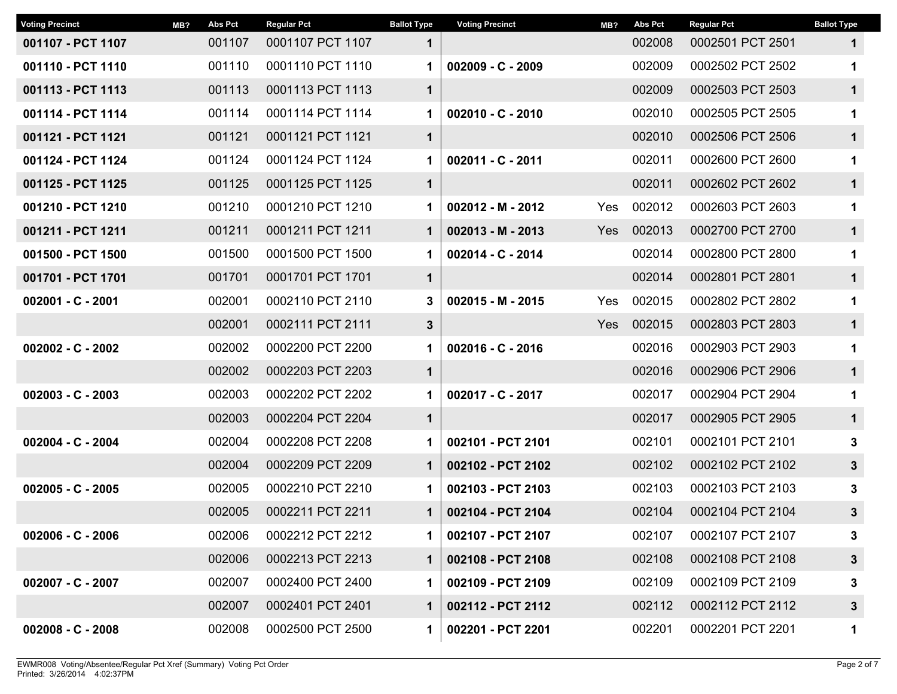| Voting Precinct | MB? | Abs Pct | Regular Pct | Ballot Type |
|---|---|---|---|---|
| **001107 - PCT 1107** | | 001107 | 0001107 PCT 1107 | **1** |
| **001110 - PCT 1110** | | 001110 | 0001110 PCT 1110 | **1** |
| **001113 - PCT 1113** | | 001113 | 0001113 PCT 1113 | **1** |
| **001114 - PCT 1114** | | 001114 | 0001114 PCT 1114 | **1** |
| **001121 - PCT 1121** | | 001121 | 0001121 PCT 1121 | **1** |
| **001124 - PCT 1124** | | 001124 | 0001124 PCT 1124 | **1** |
| **001125 - PCT 1125** | | 001125 | 0001125 PCT 1125 | **1** |
| **001210 - PCT 1210** | | 001210 | 0001210 PCT 1210 | **1** |
| **001211 - PCT 1211** | | 001211 | 0001211 PCT 1211 | **1** |
| **001500 - PCT 1500** | | 001500 | 0001500 PCT 1500 | **1** |
| **001701 - PCT 1701** | | 001701 | 0001701 PCT 1701 | **1** |
| **002001 - C - 2001** | | 002001 | 0002110 PCT 2110 | **3** |
| | | 002001 | 0002111 PCT 2111 | **3** |
| **002002 - C - 2002** | | 002002 | 0002200 PCT 2200 | **1** |
| | | 002002 | 0002203 PCT 2203 | **1** |
| **002003 - C - 2003** | | 002003 | 0002202 PCT 2202 | **1** |
| | | 002003 | 0002204 PCT 2204 | **1** |
| **002004 - C - 2004** | | 002004 | 0002208 PCT 2208 | **1** |
| | | 002004 | 0002209 PCT 2209 | **1** |
| **002005 - C - 2005** | | 002005 | 0002210 PCT 2210 | **1** |
| | | 002005 | 0002211 PCT 2211 | **1** |
| **002006 - C - 2006** | | 002006 | 0002212 PCT 2212 | **1** |
| | | 002006 | 0002213 PCT 2213 | **1** |
| **002007 - C - 2007** | | 002007 | 0002400 PCT 2400 | **1** |
| | | 002007 | 0002401 PCT 2401 | **1** |
| **002008 - C - 2008** | | 002008 | 0002500 PCT 2500 | **1** |
| | | 002008 | 0002501 PCT 2501 | **1** |
| **002009 - C - 2009** | | 002009 | 0002502 PCT 2502 | **1** |
| | | 002009 | 0002503 PCT 2503 | **1** |
| **002010 - C - 2010** | | 002010 | 0002505 PCT 2505 | **1** |
| | | 002010 | 0002506 PCT 2506 | **1** |
| **002011 - C - 2011** | | 002011 | 0002600 PCT 2600 | **1** |
| | | 002011 | 0002602 PCT 2602 | **1** |
| **002012 - M - 2012** | Yes | 002012 | 0002603 PCT 2603 | **1** |
| **002013 - M - 2013** | Yes | 002013 | 0002700 PCT 2700 | **1** |
| **002014 - C - 2014** | | 002014 | 0002800 PCT 2800 | **1** |
| | | 002014 | 0002801 PCT 2801 | **1** |
| **002015 - M - 2015** | Yes | 002015 | 0002802 PCT 2802 | **1** |
| | Yes | 002015 | 0002803 PCT 2803 | **1** |
| **002016 - C - 2016** | | 002016 | 0002903 PCT 2903 | **1** |
| | | 002016 | 0002906 PCT 2906 | **1** |
| **002017 - C - 2017** | | 002017 | 0002904 PCT 2904 | **1** |
| | | 002017 | 0002905 PCT 2905 | **1** |
| **002101 - PCT 2101** | | 002101 | 0002101 PCT 2101 | **3** |
| **002102 - PCT 2102** | | 002102 | 0002102 PCT 2102 | **3** |
| **002103 - PCT 2103** | | 002103 | 0002103 PCT 2103 | **3** |
| **002104 - PCT 2104** | | 002104 | 0002104 PCT 2104 | **3** |
| **002107 - PCT 2107** | | 002107 | 0002107 PCT 2107 | **3** |
| **002108 - PCT 2108** | | 002108 | 0002108 PCT 2108 | **3** |
| **002109 - PCT 2109** | | 002109 | 0002109 PCT 2109 | **3** |
| **002112 - PCT 2112** | | 002112 | 0002112 PCT 2112 | **3** |
| **002201 - PCT 2201** | | 002201 | 0002201 PCT 2201 | **1** |

EWMR008 Voting/Absentee/Regular Pct Xref (Summary) Voting Pct Order
Printed: 3/26/2014 4:02:37PM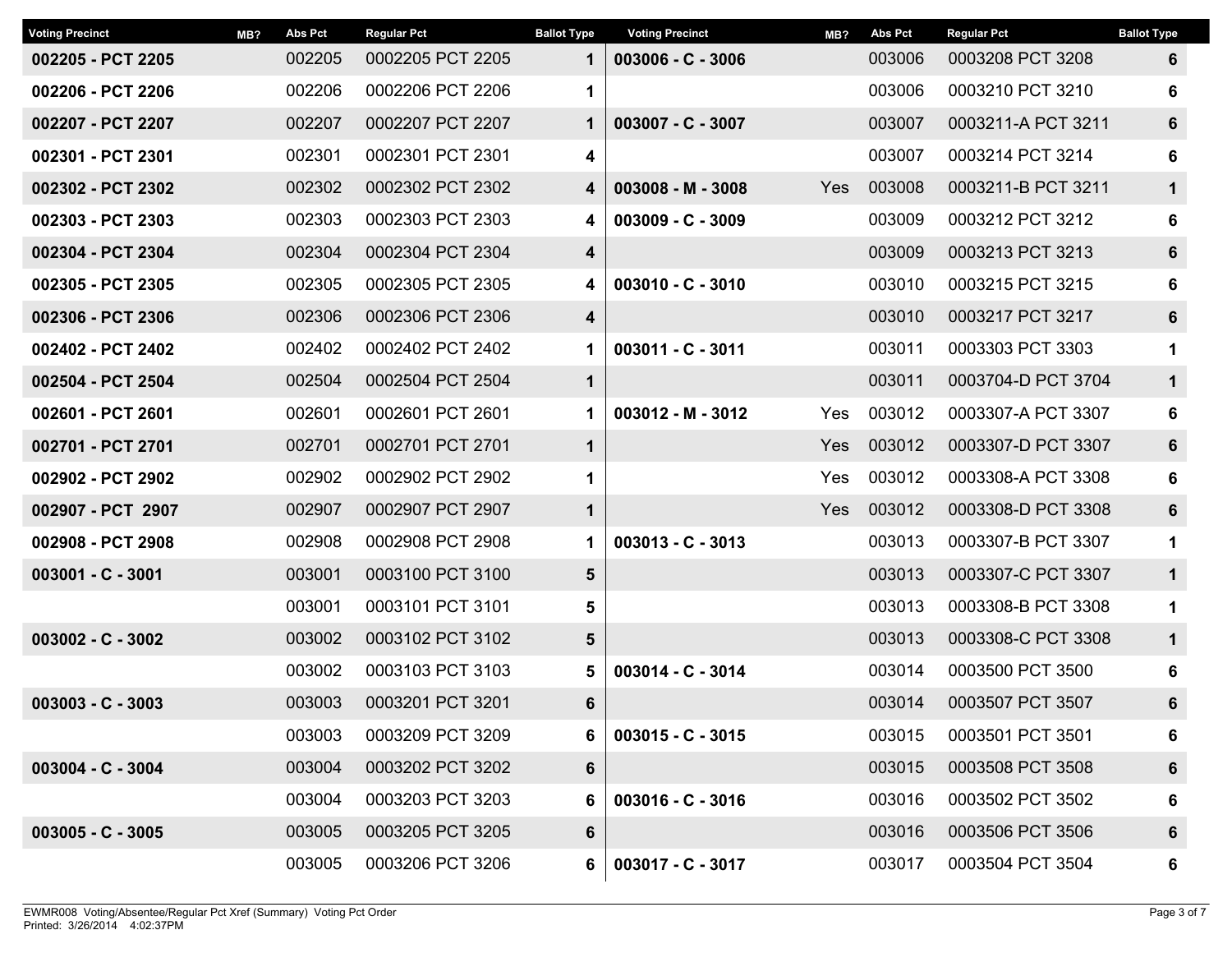| Voting Precinct | MB? | Abs Pct | Regular Pct | Ballot Type |
|---|---|---|---|---|
| **002205 - PCT 2205** | | 002205 | 0002205 PCT 2205 | **1** |
| **002206 - PCT 2206** | | 002206 | 0002206 PCT 2206 | **1** |
| **002207 - PCT 2207** | | 002207 | 0002207 PCT 2207 | **1** |
| **002301 - PCT 2301** | | 002301 | 0002301 PCT 2301 | **4** |
| **002302 - PCT 2302** | | 002302 | 0002302 PCT 2302 | **4** |
| **002303 - PCT 2303** | | 002303 | 0002303 PCT 2303 | **4** |
| **002304 - PCT 2304** | | 002304 | 0002304 PCT 2304 | **4** |
| **002305 - PCT 2305** | | 002305 | 0002305 PCT 2305 | **4** |
| **002306 - PCT 2306** | | 002306 | 0002306 PCT 2306 | **4** |
| **002402 - PCT 2402** | | 002402 | 0002402 PCT 2402 | **1** |
| **002504 - PCT 2504** | | 002504 | 0002504 PCT 2504 | **1** |
| **002601 - PCT 2601** | | 002601 | 0002601 PCT 2601 | **1** |
| **002701 - PCT 2701** | | 002701 | 0002701 PCT 2701 | **1** |
| **002902 - PCT 2902** | | 002902 | 0002902 PCT 2902 | **1** |
| **002907 - PCT 2907** | | 002907 | 0002907 PCT 2907 | **1** |
| **002908 - PCT 2908** | | 002908 | 0002908 PCT 2908 | **1** |
| **003001 - C - 3001** | | 003001 | 0003100 PCT 3100 | **5** |
| | | 003001 | 0003101 PCT 3101 | **5** |
| **003002 - C - 3002** | | 003002 | 0003102 PCT 3102 | **5** |
| | | 003002 | 0003103 PCT 3103 | **5** |
| **003003 - C - 3003** | | 003003 | 0003201 PCT 3201 | **6** |
| | | 003003 | 0003209 PCT 3209 | **6** |
| **003004 - C - 3004** | | 003004 | 0003202 PCT 3202 | **6** |
| | | 003004 | 0003203 PCT 3203 | **6** |
| **003005 - C - 3005** | | 003005 | 0003205 PCT 3205 | **6** |
| | | 003005 | 0003206 PCT 3206 | **6** |
| **003006 - C - 3006** | | 003006 | 0003208 PCT 3208 | **6** |
| | | 003006 | 0003210 PCT 3210 | **6** |
| **003007 - C - 3007** | | 003007 | 0003211-A PCT 3211 | **6** |
| | | 003007 | 0003214 PCT 3214 | **6** |
| **003008 - M - 3008** | Yes | 003008 | 0003211-B PCT 3211 | **1** |
| **003009 - C - 3009** | | 003009 | 0003212 PCT 3212 | **6** |
| | | 003009 | 0003213 PCT 3213 | **6** |
| **003010 - C - 3010** | | 003010 | 0003215 PCT 3215 | **6** |
| | | 003010 | 0003217 PCT 3217 | **6** |
| **003011 - C - 3011** | | 003011 | 0003303 PCT 3303 | **1** |
| | | 003011 | 0003704-D PCT 3704 | **1** |
| **003012 - M - 3012** | Yes | 003012 | 0003307-A PCT 3307 | **6** |
| | Yes | 003012 | 0003307-D PCT 3307 | **6** |
| | Yes | 003012 | 0003308-A PCT 3308 | **6** |
| | Yes | 003012 | 0003308-D PCT 3308 | **6** |
| **003013 - C - 3013** | | 003013 | 0003307-B PCT 3307 | **1** |
| | | 003013 | 0003307-C PCT 3307 | **1** |
| | | 003013 | 0003308-B PCT 3308 | **1** |
| | | 003013 | 0003308-C PCT 3308 | **1** |
| **003014 - C - 3014** | | 003014 | 0003500 PCT 3500 | **6** |
| | | 003014 | 0003507 PCT 3507 | **6** |
| **003015 - C - 3015** | | 003015 | 0003501 PCT 3501 | **6** |
| | | 003015 | 0003508 PCT 3508 | **6** |
| **003016 - C - 3016** | | 003016 | 0003502 PCT 3502 | **6** |
| | | 003016 | 0003506 PCT 3506 | **6** |
| **003017 - C - 3017** | | 003017 | 0003504 PCT 3504 | **6** |

EWMR008 Voting/Absentee/Regular Pct Xref (Summary) Voting Pct Order
Printed: 3/26/2014 4:02:37PM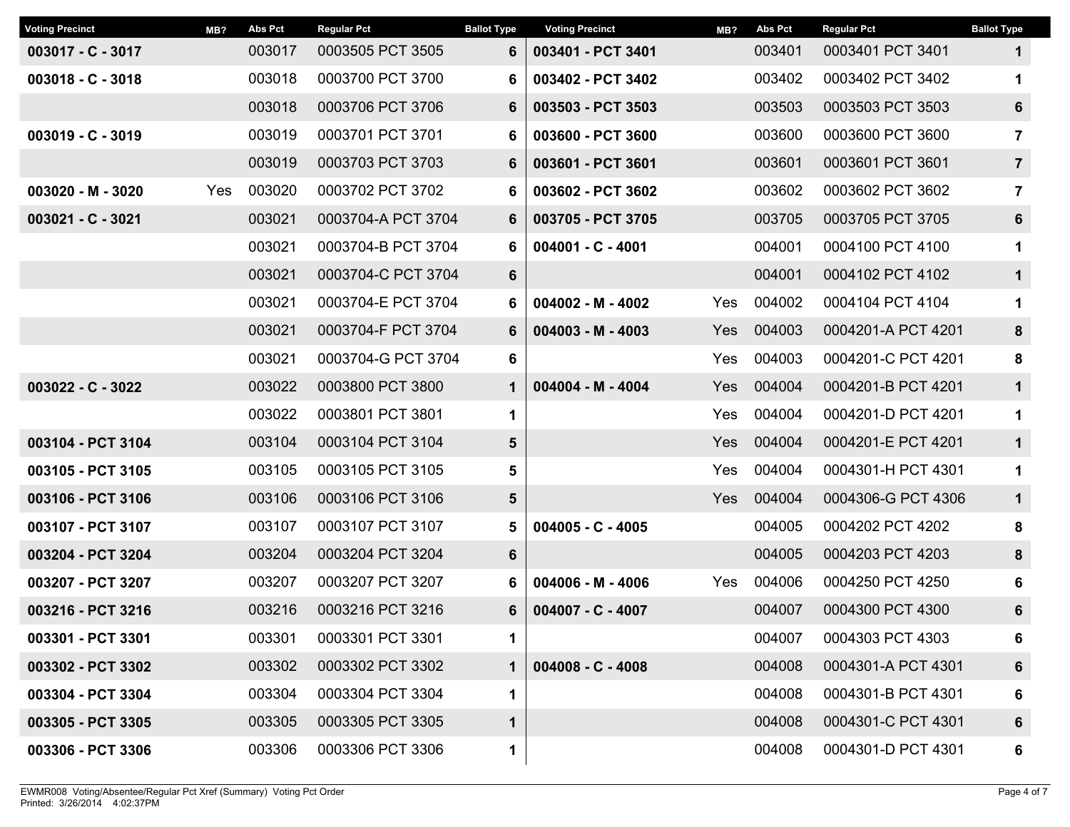| Voting Precinct | MB? | Abs Pct | Regular Pct | Ballot Type |
|---|---|---|---|---|
| **003017 - C - 3017** | | 003017 | 0003505 PCT 3505 | **6** |
| **003018 - C - 3018** | | 003018 | 0003700 PCT 3700 | **6** |
| | | 003018 | 0003706 PCT 3706 | **6** |
| **003019 - C - 3019** | | 003019 | 0003701 PCT 3701 | **6** |
| | | 003019 | 0003703 PCT 3703 | **6** |
| **003020 - M - 3020** | Yes | 003020 | 0003702 PCT 3702 | **6** |
| **003021 - C - 3021** | | 003021 | 0003704-A PCT 3704 | **6** |
| | | 003021 | 0003704-B PCT 3704 | **6** |
| | | 003021 | 0003704-C PCT 3704 | **6** |
| | | 003021 | 0003704-E PCT 3704 | **6** |
| | | 003021 | 0003704-F PCT 3704 | **6** |
| | | 003021 | 0003704-G PCT 3704 | **6** |
| **003022 - C - 3022** | | 003022 | 0003800 PCT 3800 | **1** |
| | | 003022 | 0003801 PCT 3801 | **1** |
| **003104 - PCT 3104** | | 003104 | 0003104 PCT 3104 | **5** |
| **003105 - PCT 3105** | | 003105 | 0003105 PCT 3105 | **5** |
| **003106 - PCT 3106** | | 003106 | 0003106 PCT 3106 | **5** |
| **003107 - PCT 3107** | | 003107 | 0003107 PCT 3107 | **5** |
| **003204 - PCT 3204** | | 003204 | 0003204 PCT 3204 | **6** |
| **003207 - PCT 3207** | | 003207 | 0003207 PCT 3207 | **6** |
| **003216 - PCT 3216** | | 003216 | 0003216 PCT 3216 | **6** |
| **003301 - PCT 3301** | | 003301 | 0003301 PCT 3301 | **1** |
| **003302 - PCT 3302** | | 003302 | 0003302 PCT 3302 | **1** |
| **003304 - PCT 3304** | | 003304 | 0003304 PCT 3304 | **1** |
| **003305 - PCT 3305** | | 003305 | 0003305 PCT 3305 | **1** |
| **003306 - PCT 3306** | | 003306 | 0003306 PCT 3306 | **1** |
| **003401 - PCT 3401** | | 003401 | 0003401 PCT 3401 | **1** |
| **003402 - PCT 3402** | | 003402 | 0003402 PCT 3402 | **1** |
| **003503 - PCT 3503** | | 003503 | 0003503 PCT 3503 | **6** |
| **003600 - PCT 3600** | | 003600 | 0003600 PCT 3600 | **7** |
| **003601 - PCT 3601** | | 003601 | 0003601 PCT 3601 | **7** |
| **003602 - PCT 3602** | | 003602 | 0003602 PCT 3602 | **7** |
| **003705 - PCT 3705** | | 003705 | 0003705 PCT 3705 | **6** |
| **004001 - C - 4001** | | 004001 | 0004100 PCT 4100 | **1** |
| | | 004001 | 0004102 PCT 4102 | **1** |
| **004002 - M - 4002** | Yes | 004002 | 0004104 PCT 4104 | **1** |
| **004003 - M - 4003** | Yes | 004003 | 0004201-A PCT 4201 | **8** |
| | Yes | 004003 | 0004201-C PCT 4201 | **8** |
| **004004 - M - 4004** | Yes | 004004 | 0004201-B PCT 4201 | **1** |
| | Yes | 004004 | 0004201-D PCT 4201 | **1** |
| | Yes | 004004 | 0004201-E PCT 4201 | **1** |
| | Yes | 004004 | 0004301-H PCT 4301 | **1** |
| | Yes | 004004 | 0004306-G PCT 4306 | **1** |
| **004005 - C - 4005** | | 004005 | 0004202 PCT 4202 | **8** |
| | | 004005 | 0004203 PCT 4203 | **8** |
| **004006 - M - 4006** | Yes | 004006 | 0004250 PCT 4250 | **6** |
| **004007 - C - 4007** | | 004007 | 0004300 PCT 4300 | **6** |
| | | 004007 | 0004303 PCT 4303 | **6** |
| **004008 - C - 4008** | | 004008 | 0004301-A PCT 4301 | **6** |
| | | 004008 | 0004301-B PCT 4301 | **6** |
| | | 004008 | 0004301-C PCT 4301 | **6** |
| | | 004008 | 0004301-D PCT 4301 | **6** |

EWMR008 Voting/Absentee/Regular Pct Xref (Summary) Voting Pct Order
Printed: 3/26/2014 4:02:37PM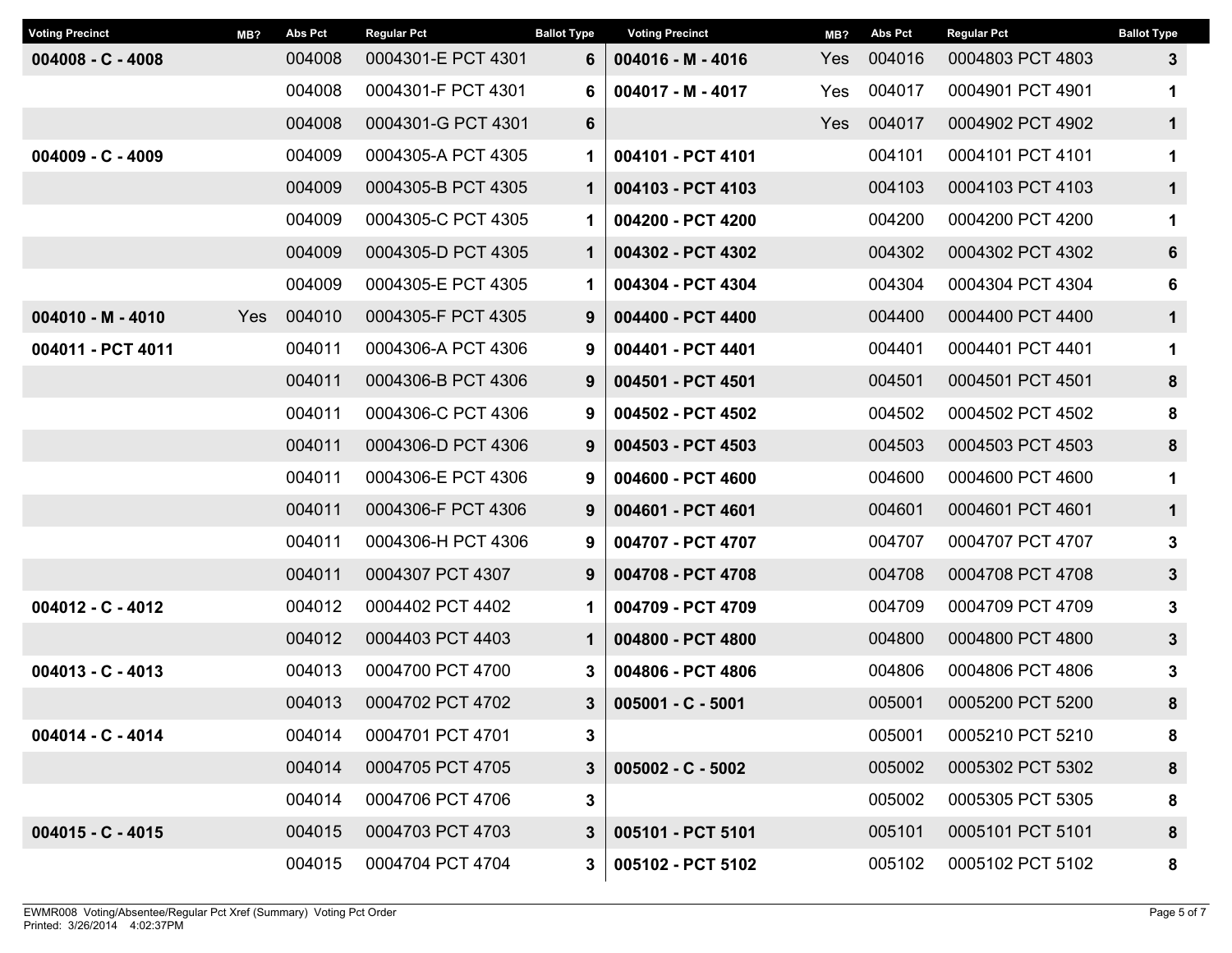| Voting Precinct | MB? | Abs Pct | Regular Pct | Ballot Type |
|---|---|---|---|---|
| **004008 - C - 4008** | | 004008 | 0004301-E PCT 4301 | **6** |
| | | 004008 | 0004301-F PCT 4301 | **6** |
| | | 004008 | 0004301-G PCT 4301 | **6** |
| **004009 - C - 4009** | | 004009 | 0004305-A PCT 4305 | **1** |
| | | 004009 | 0004305-B PCT 4305 | **1** |
| | | 004009 | 0004305-C PCT 4305 | **1** |
| | | 004009 | 0004305-D PCT 4305 | **1** |
| | | 004009 | 0004305-E PCT 4305 | **1** |
| **004010 - M - 4010** | Yes | 004010 | 0004305-F PCT 4305 | **9** |
| **004011 - PCT 4011** | | 004011 | 0004306-A PCT 4306 | **9** |
| | | 004011 | 0004306-B PCT 4306 | **9** |
| | | 004011 | 0004306-C PCT 4306 | **9** |
| | | 004011 | 0004306-D PCT 4306 | **9** |
| | | 004011 | 0004306-E PCT 4306 | **9** |
| | | 004011 | 0004306-F PCT 4306 | **9** |
| | | 004011 | 0004306-H PCT 4306 | **9** |
| | | 004011 | 0004307 PCT 4307 | **9** |
| **004012 - C - 4012** | | 004012 | 0004402 PCT 4402 | **1** |
| | | 004012 | 0004403 PCT 4403 | **1** |
| **004013 - C - 4013** | | 004013 | 0004700 PCT 4700 | **3** |
| | | 004013 | 0004702 PCT 4702 | **3** |
| **004014 - C - 4014** | | 004014 | 0004701 PCT 4701 | **3** |
| | | 004014 | 0004705 PCT 4705 | **3** |
| | | 004014 | 0004706 PCT 4706 | **3** |
| **004015 - C - 4015** | | 004015 | 0004703 PCT 4703 | **3** |
| | | 004015 | 0004704 PCT 4704 | **3** |
| **004016 - M - 4016** | Yes | 004016 | 0004803 PCT 4803 | **3** |
| **004017 - M - 4017** | Yes | 004017 | 0004901 PCT 4901 | **1** |
| | Yes | 004017 | 0004902 PCT 4902 | **1** |
| **004101 - PCT 4101** | | 004101 | 0004101 PCT 4101 | **1** |
| **004103 - PCT 4103** | | 004103 | 0004103 PCT 4103 | **1** |
| **004200 - PCT 4200** | | 004200 | 0004200 PCT 4200 | **1** |
| **004302 - PCT 4302** | | 004302 | 0004302 PCT 4302 | **6** |
| **004304 - PCT 4304** | | 004304 | 0004304 PCT 4304 | **6** |
| **004400 - PCT 4400** | | 004400 | 0004400 PCT 4400 | **1** |
| **004401 - PCT 4401** | | 004401 | 0004401 PCT 4401 | **1** |
| **004501 - PCT 4501** | | 004501 | 0004501 PCT 4501 | **8** |
| **004502 - PCT 4502** | | 004502 | 0004502 PCT 4502 | **8** |
| **004503 - PCT 4503** | | 004503 | 0004503 PCT 4503 | **8** |
| **004600 - PCT 4600** | | 004600 | 0004600 PCT 4600 | **1** |
| **004601 - PCT 4601** | | 004601 | 0004601 PCT 4601 | **1** |
| **004707 - PCT 4707** | | 004707 | 0004707 PCT 4707 | **3** |
| **004708 - PCT 4708** | | 004708 | 0004708 PCT 4708 | **3** |
| **004709 - PCT 4709** | | 004709 | 0004709 PCT 4709 | **3** |
| **004800 - PCT 4800** | | 004800 | 0004800 PCT 4800 | **3** |
| **004806 - PCT 4806** | | 004806 | 0004806 PCT 4806 | **3** |
| **005001 - C - 5001** | | 005001 | 0005200 PCT 5200 | **8** |
| | | 005001 | 0005210 PCT 5210 | **8** |
| **005002 - C - 5002** | | 005002 | 0005302 PCT 5302 | **8** |
| | | 005002 | 0005305 PCT 5305 | **8** |
| **005101 - PCT 5101** | | 005101 | 0005101 PCT 5101 | **8** |
| **005102 - PCT 5102** | | 005102 | 0005102 PCT 5102 | **8** |

EWMR008 Voting/Absentee/Regular Pct Xref (Summary) Voting Pct Order
Printed: 3/26/2014 4:02:37PM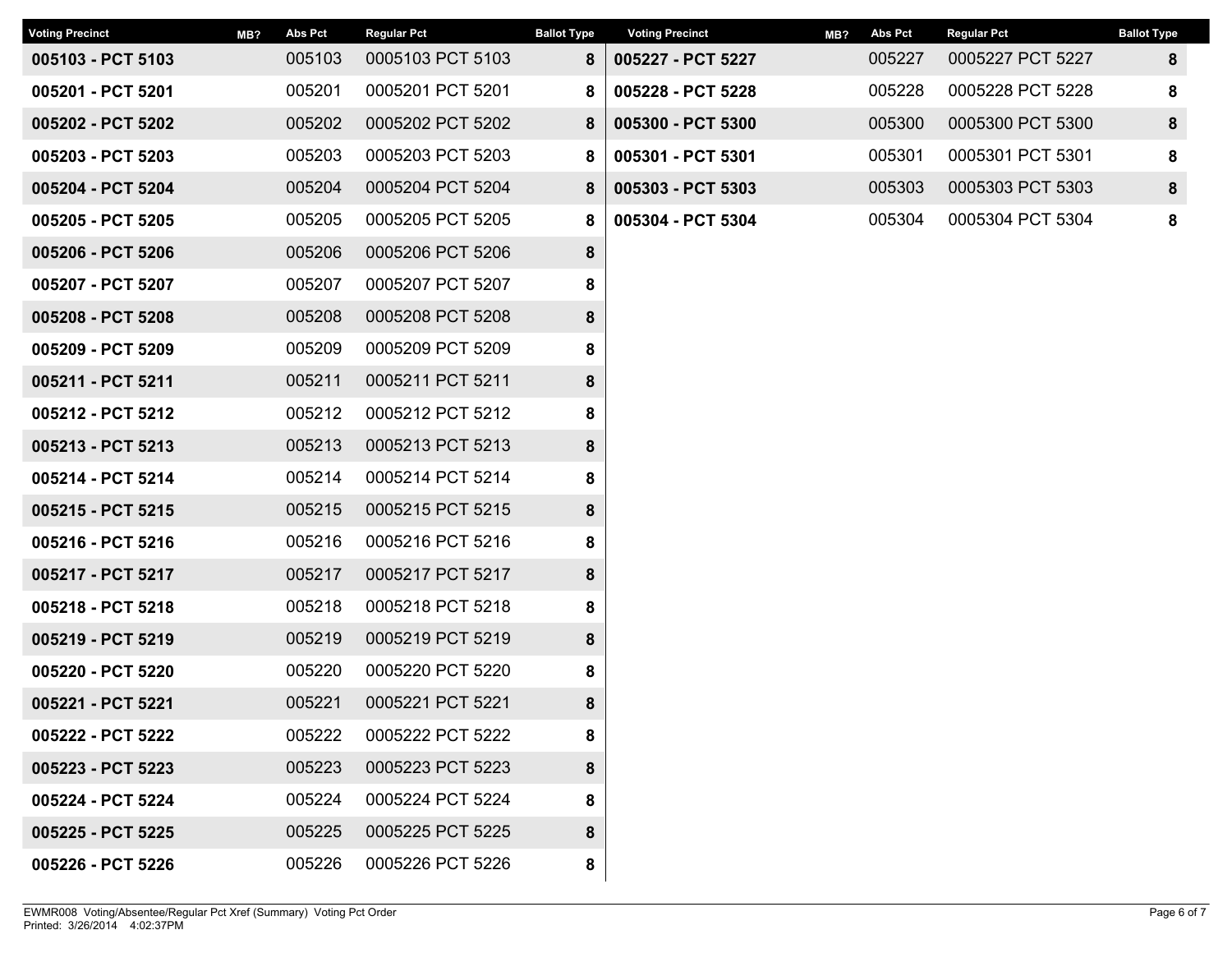| Voting Precinct | MB? | Abs Pct | Regular Pct | Ballot Type |
|---|---|---|---|---|
| **005103 - PCT 5103** | | 005103 | 0005103 PCT 5103 | **8** |
| **005201 - PCT 5201** | | 005201 | 0005201 PCT 5201 | **8** |
| **005202 - PCT 5202** | | 005202 | 0005202 PCT 5202 | **8** |
| **005203 - PCT 5203** | | 005203 | 0005203 PCT 5203 | **8** |
| **005204 - PCT 5204** | | 005204 | 0005204 PCT 5204 | **8** |
| **005205 - PCT 5205** | | 005205 | 0005205 PCT 5205 | **8** |
| **005206 - PCT 5206** | | 005206 | 0005206 PCT 5206 | **8** |
| **005207 - PCT 5207** | | 005207 | 0005207 PCT 5207 | **8** |
| **005208 - PCT 5208** | | 005208 | 0005208 PCT 5208 | **8** |
| **005209 - PCT 5209** | | 005209 | 0005209 PCT 5209 | **8** |
| **005211 - PCT 5211** | | 005211 | 0005211 PCT 5211 | **8** |
| **005212 - PCT 5212** | | 005212 | 0005212 PCT 5212 | **8** |
| **005213 - PCT 5213** | | 005213 | 0005213 PCT 5213 | **8** |
| **005214 - PCT 5214** | | 005214 | 0005214 PCT 5214 | **8** |
| **005215 - PCT 5215** | | 005215 | 0005215 PCT 5215 | **8** |
| **005216 - PCT 5216** | | 005216 | 0005216 PCT 5216 | **8** |
| **005217 - PCT 5217** | | 005217 | 0005217 PCT 5217 | **8** |
| **005218 - PCT 5218** | | 005218 | 0005218 PCT 5218 | **8** |
| **005219 - PCT 5219** | | 005219 | 0005219 PCT 5219 | **8** |
| **005220 - PCT 5220** | | 005220 | 0005220 PCT 5220 | **8** |
| **005221 - PCT 5221** | | 005221 | 0005221 PCT 5221 | **8** |
| **005222 - PCT 5222** | | 005222 | 0005222 PCT 5222 | **8** |
| **005223 - PCT 5223** | | 005223 | 0005223 PCT 5223 | **8** |
| **005224 - PCT 5224** | | 005224 | 0005224 PCT 5224 | **8** |
| **005225 - PCT 5225** | | 005225 | 0005225 PCT 5225 | **8** |
| **005226 - PCT 5226** | | 005226 | 0005226 PCT 5226 | **8** |
| **005227 - PCT 5227** | | 005227 | 0005227 PCT 5227 | **8** |
| **005228 - PCT 5228** | | 005228 | 0005228 PCT 5228 | **8** |
| **005300 - PCT 5300** | | 005300 | 0005300 PCT 5300 | **8** |
| **005301 - PCT 5301** | | 005301 | 0005301 PCT 5301 | **8** |
| **005303 - PCT 5303** | | 005303 | 0005303 PCT 5303 | **8** |
| **005304 - PCT 5304** | | 005304 | 0005304 PCT 5304 | **8** |

EWMR008 Voting/Absentee/Regular Pct Xref (Summary) Voting Pct Order
Printed: 3/26/2014 4:02:37PM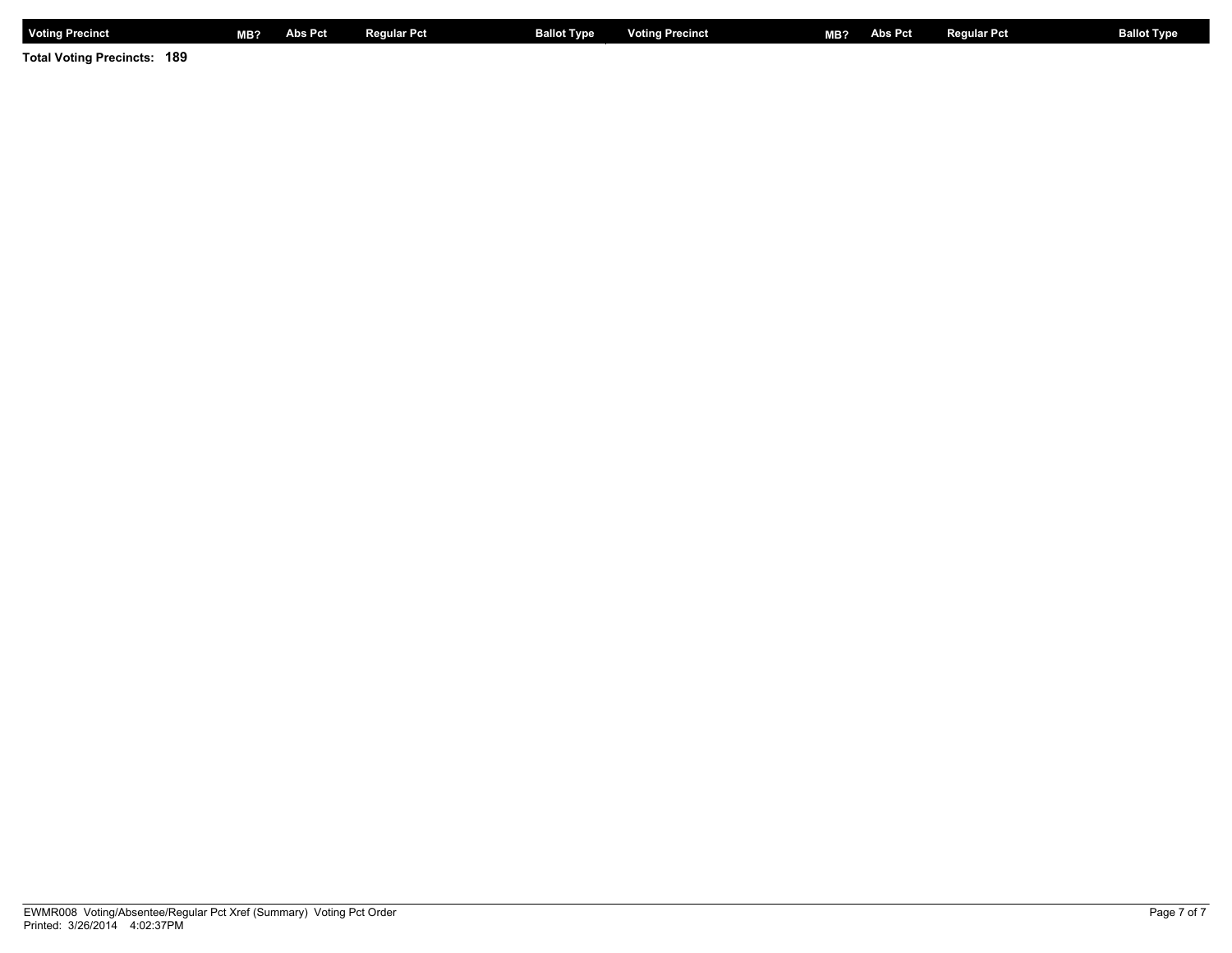| Voting Precinct | MB? | Abs Pct | Regular Pct | Ballot Type | Voting Precinct | MB? | Abs Pct | Regular Pct | Ballot Type |
|---|---|---|---|---|---|---|---|---|---|

**Total Voting Precincts: 189**